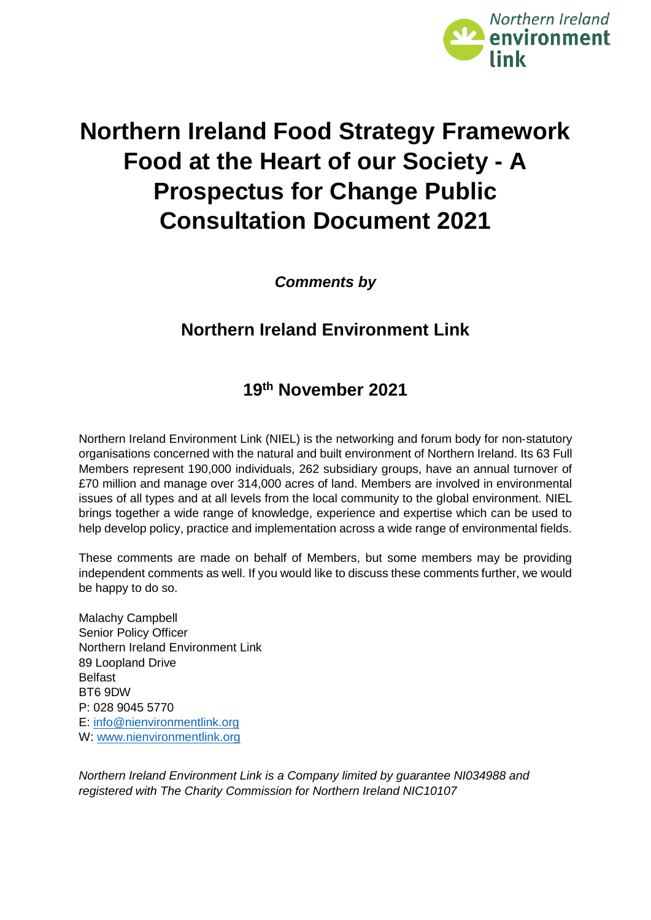# Northern Ireland Food Strategy Framework Food at the Heart of our Society - A Prospectus for Change Public Consultation Document 2021

***Comments by***

## Northern Ireland Environment Link

## 19th November 2021

Northern Ireland Environment Link (NIEL) is the networking and forum body for non-statutory organisations concerned with the natural and built environment of Northern Ireland. Its 63 Full Members represent 190,000 individuals, 262 subsidiary groups, have an annual turnover of £70 million and manage over 314,000 acres of land. Members are involved in environmental issues of all types and at all levels from the local community to the global environment. NIEL brings together a wide range of knowledge, experience and expertise which can be used to help develop policy, practice and implementation across a wide range of environmental fields.

These comments are made on behalf of Members, but some members may be providing independent comments as well. If you would like to discuss these comments further, we would be happy to do so.

Malachy Campbell
Senior Policy Officer
Northern Ireland Environment Link
89 Loopland Drive
Belfast
BT6 9DW
P: 028 9045 5770
E: info@nienvironmentlink.org
W: www.nienvironmentlink.org

*Northern Ireland Environment Link is a Company limited by guarantee NI034988 and registered with The Charity Commission for Northern Ireland NIC10107*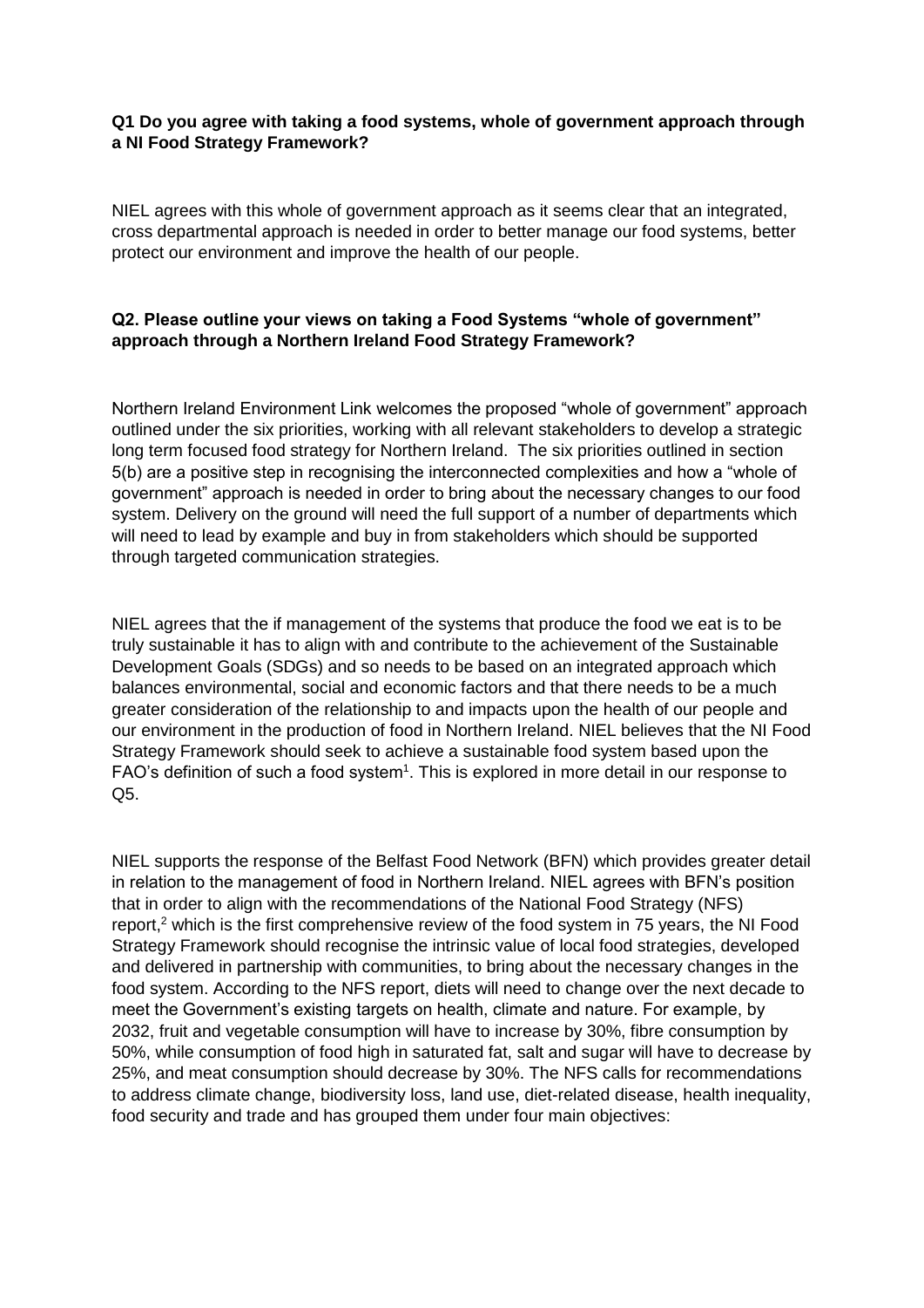**Q1 Do you agree with taking a food systems, whole of government approach through a NI Food Strategy Framework?**

NIEL agrees with this whole of government approach as it seems clear that an integrated, cross departmental approach is needed in order to better manage our food systems, better protect our environment and improve the health of our people.

**Q2. Please outline your views on taking a Food Systems "whole of government" approach through a Northern Ireland Food Strategy Framework?**

Northern Ireland Environment Link welcomes the proposed "whole of government" approach outlined under the six priorities, working with all relevant stakeholders to develop a strategic long term focused food strategy for Northern Ireland. The six priorities outlined in section 5(b) are a positive step in recognising the interconnected complexities and how a "whole of government" approach is needed in order to bring about the necessary changes to our food system. Delivery on the ground will need the full support of a number of departments which will need to lead by example and buy in from stakeholders which should be supported through targeted communication strategies.

NIEL agrees that the if management of the systems that produce the food we eat is to be truly sustainable it has to align with and contribute to the achievement of the Sustainable Development Goals (SDGs) and so needs to be based on an integrated approach which balances environmental, social and economic factors and that there needs to be a much greater consideration of the relationship to and impacts upon the health of our people and our environment in the production of food in Northern Ireland. NIEL believes that the NI Food Strategy Framework should seek to achieve a sustainable food system based upon the FAO's definition of such a food system[1]. This is explored in more detail in our response to Q5.

NIEL supports the response of the Belfast Food Network (BFN) which provides greater detail in relation to the management of food in Northern Ireland. NIEL agrees with BFN's position that in order to align with the recommendations of the National Food Strategy (NFS) report,[2] which is the first comprehensive review of the food system in 75 years, the NI Food Strategy Framework should recognise the intrinsic value of local food strategies, developed and delivered in partnership with communities, to bring about the necessary changes in the food system. According to the NFS report, diets will need to change over the next decade to meet the Government's existing targets on health, climate and nature. For example, by 2032, fruit and vegetable consumption will have to increase by 30%, fibre consumption by 50%, while consumption of food high in saturated fat, salt and sugar will have to decrease by 25%, and meat consumption should decrease by 30%. The NFS calls for recommendations to address climate change, biodiversity loss, land use, diet-related disease, health inequality, food security and trade and has grouped them under four main objectives: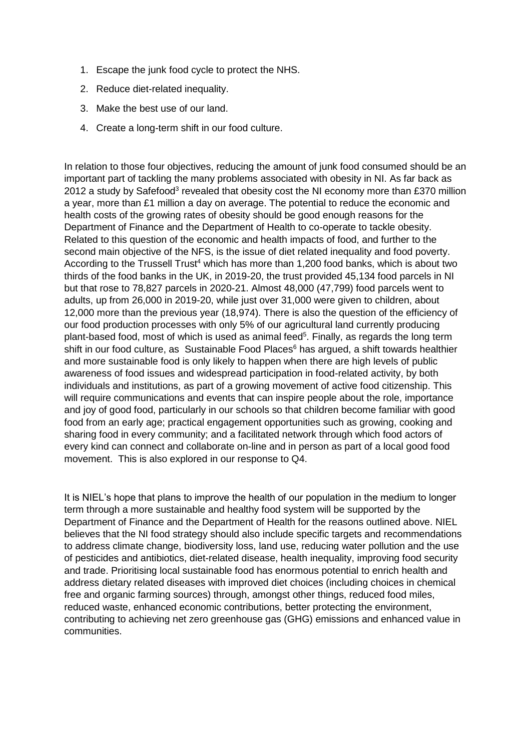1. Escape the junk food cycle to protect the NHS.
2. Reduce diet-related inequality.
3. Make the best use of our land.
4. Create a long-term shift in our food culture.

In relation to those four objectives, reducing the amount of junk food consumed should be an important part of tackling the many problems associated with obesity in NI. As far back as 2012 a study by Safefood[3] revealed that obesity cost the NI economy more than £370 million a year, more than £1 million a day on average. The potential to reduce the economic and health costs of the growing rates of obesity should be good enough reasons for the Department of Finance and the Department of Health to co-operate to tackle obesity. Related to this question of the economic and health impacts of food, and further to the second main objective of the NFS, is the issue of diet related inequality and food poverty. According to the Trussell Trust[4] which has more than 1,200 food banks, which is about two thirds of the food banks in the UK, in 2019-20, the trust provided 45,134 food parcels in NI but that rose to 78,827 parcels in 2020-21. Almost 48,000 (47,799) food parcels went to adults, up from 26,000 in 2019-20, while just over 31,000 were given to children, about 12,000 more than the previous year (18,974). There is also the question of the efficiency of our food production processes with only 5% of our agricultural land currently producing plant-based food, most of which is used as animal feed[5]. Finally, as regards the long term shift in our food culture, as Sustainable Food Places[6] has argued, a shift towards healthier and more sustainable food is only likely to happen when there are high levels of public awareness of food issues and widespread participation in food-related activity, by both individuals and institutions, as part of a growing movement of active food citizenship. This will require communications and events that can inspire people about the role, importance and joy of good food, particularly in our schools so that children become familiar with good food from an early age; practical engagement opportunities such as growing, cooking and sharing food in every community; and a facilitated network through which food actors of every kind can connect and collaborate on-line and in person as part of a local good food movement. This is also explored in our response to Q4.

It is NIEL's hope that plans to improve the health of our population in the medium to longer term through a more sustainable and healthy food system will be supported by the Department of Finance and the Department of Health for the reasons outlined above. NIEL believes that the NI food strategy should also include specific targets and recommendations to address climate change, biodiversity loss, land use, reducing water pollution and the use of pesticides and antibiotics, diet-related disease, health inequality, improving food security and trade. Prioritising local sustainable food has enormous potential to enrich health and address dietary related diseases with improved diet choices (including choices in chemical free and organic farming sources) through, amongst other things, reduced food miles, reduced waste, enhanced economic contributions, better protecting the environment, contributing to achieving net zero greenhouse gas (GHG) emissions and enhanced value in communities.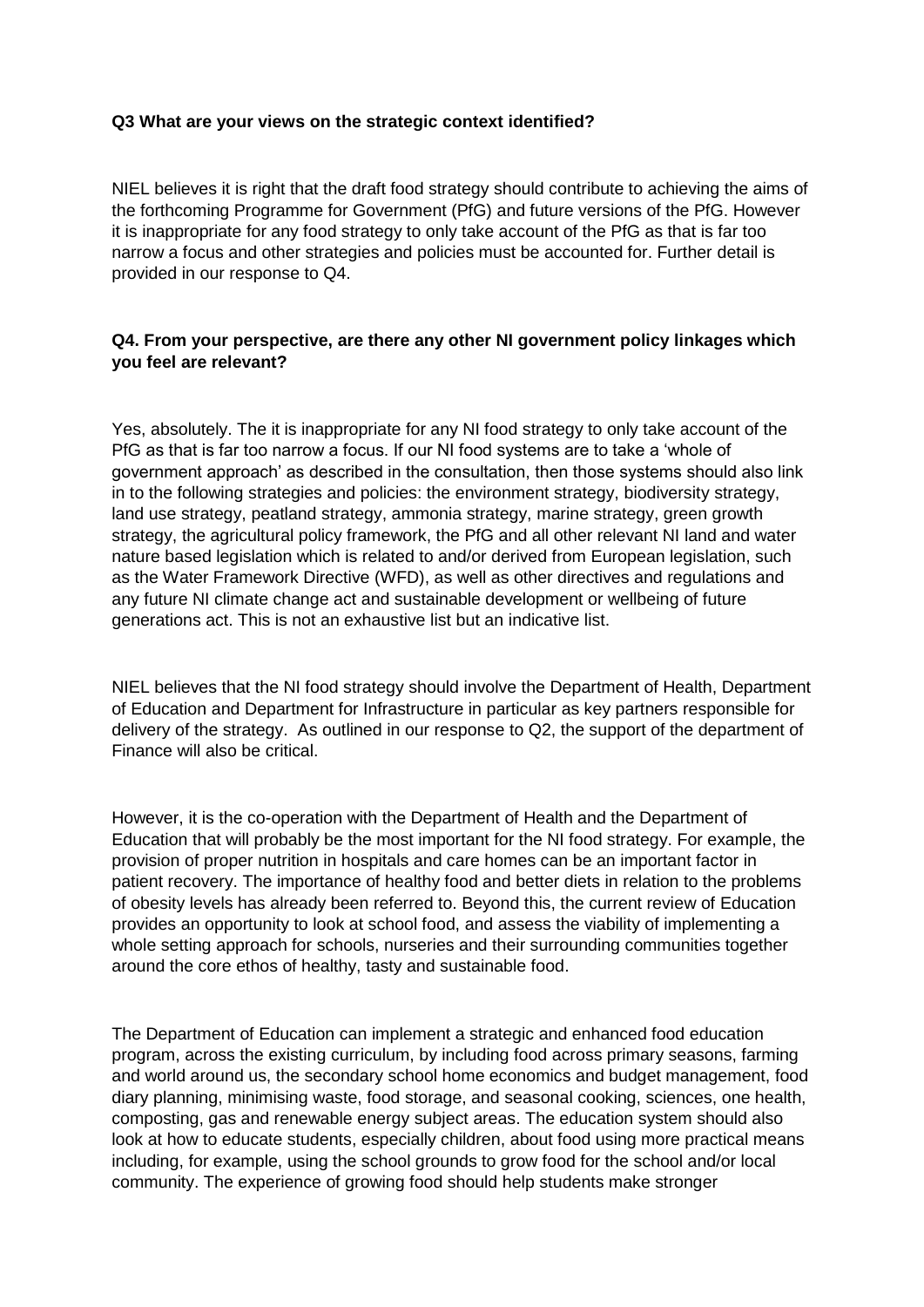**Q3 What are your views on the strategic context identified?**

NIEL believes it is right that the draft food strategy should contribute to achieving the aims of the forthcoming Programme for Government (PfG) and future versions of the PfG. However it is inappropriate for any food strategy to only take account of the PfG as that is far too narrow a focus and other strategies and policies must be accounted for. Further detail is provided in our response to Q4.

**Q4. From your perspective, are there any other NI government policy linkages which you feel are relevant?**

Yes, absolutely. The it is inappropriate for any NI food strategy to only take account of the PfG as that is far too narrow a focus. If our NI food systems are to take a 'whole of government approach' as described in the consultation, then those systems should also link in to the following strategies and policies: the environment strategy, biodiversity strategy, land use strategy, peatland strategy, ammonia strategy, marine strategy, green growth strategy, the agricultural policy framework, the PfG and all other relevant NI land and water nature based legislation which is related to and/or derived from European legislation, such as the Water Framework Directive (WFD), as well as other directives and regulations and any future NI climate change act and sustainable development or wellbeing of future generations act. This is not an exhaustive list but an indicative list.

NIEL believes that the NI food strategy should involve the Department of Health, Department of Education and Department for Infrastructure in particular as key partners responsible for delivery of the strategy. As outlined in our response to Q2, the support of the department of Finance will also be critical.

However, it is the co-operation with the Department of Health and the Department of Education that will probably be the most important for the NI food strategy. For example, the provision of proper nutrition in hospitals and care homes can be an important factor in patient recovery. The importance of healthy food and better diets in relation to the problems of obesity levels has already been referred to. Beyond this, the current review of Education provides an opportunity to look at school food, and assess the viability of implementing a whole setting approach for schools, nurseries and their surrounding communities together around the core ethos of healthy, tasty and sustainable food.

The Department of Education can implement a strategic and enhanced food education program, across the existing curriculum, by including food across primary seasons, farming and world around us, the secondary school home economics and budget management, food diary planning, minimising waste, food storage, and seasonal cooking, sciences, one health, composting, gas and renewable energy subject areas. The education system should also look at how to educate students, especially children, about food using more practical means including, for example, using the school grounds to grow food for the school and/or local community. The experience of growing food should help students make stronger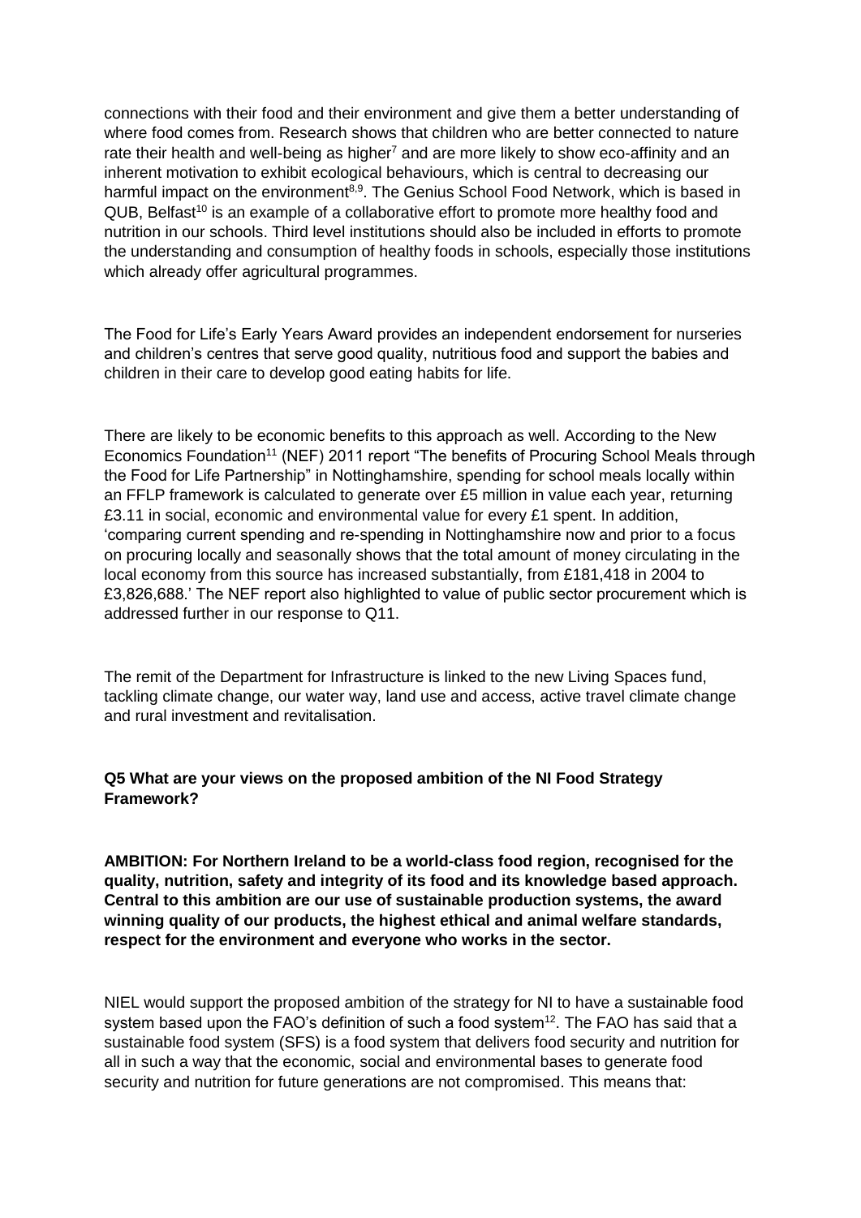connections with their food and their environment and give them a better understanding of where food comes from. Research shows that children who are better connected to nature rate their health and well-being as higher[7] and are more likely to show eco-affinity and an inherent motivation to exhibit ecological behaviours, which is central to decreasing our harmful impact on the environment[8,9]. The Genius School Food Network, which is based in QUB, Belfast[10] is an example of a collaborative effort to promote more healthy food and nutrition in our schools. Third level institutions should also be included in efforts to promote the understanding and consumption of healthy foods in schools, especially those institutions which already offer agricultural programmes.

The Food for Life's Early Years Award provides an independent endorsement for nurseries and children's centres that serve good quality, nutritious food and support the babies and children in their care to develop good eating habits for life.

There are likely to be economic benefits to this approach as well. According to the New Economics Foundation[11] (NEF) 2011 report "The benefits of Procuring School Meals through the Food for Life Partnership" in Nottinghamshire, spending for school meals locally within an FFLP framework is calculated to generate over £5 million in value each year, returning £3.11 in social, economic and environmental value for every £1 spent. In addition, 'comparing current spending and re-spending in Nottinghamshire now and prior to a focus on procuring locally and seasonally shows that the total amount of money circulating in the local economy from this source has increased substantially, from £181,418 in 2004 to £3,826,688.' The NEF report also highlighted to value of public sector procurement which is addressed further in our response to Q11.

The remit of the Department for Infrastructure is linked to the new Living Spaces fund, tackling climate change, our water way, land use and access, active travel climate change and rural investment and revitalisation.

**Q5 What are your views on the proposed ambition of the NI Food Strategy Framework?**

**AMBITION: For Northern Ireland to be a world-class food region, recognised for the quality, nutrition, safety and integrity of its food and its knowledge based approach. Central to this ambition are our use of sustainable production systems, the award winning quality of our products, the highest ethical and animal welfare standards, respect for the environment and everyone who works in the sector.**

NIEL would support the proposed ambition of the strategy for NI to have a sustainable food system based upon the FAO's definition of such a food system[12]. The FAO has said that a sustainable food system (SFS) is a food system that delivers food security and nutrition for all in such a way that the economic, social and environmental bases to generate food security and nutrition for future generations are not compromised. This means that: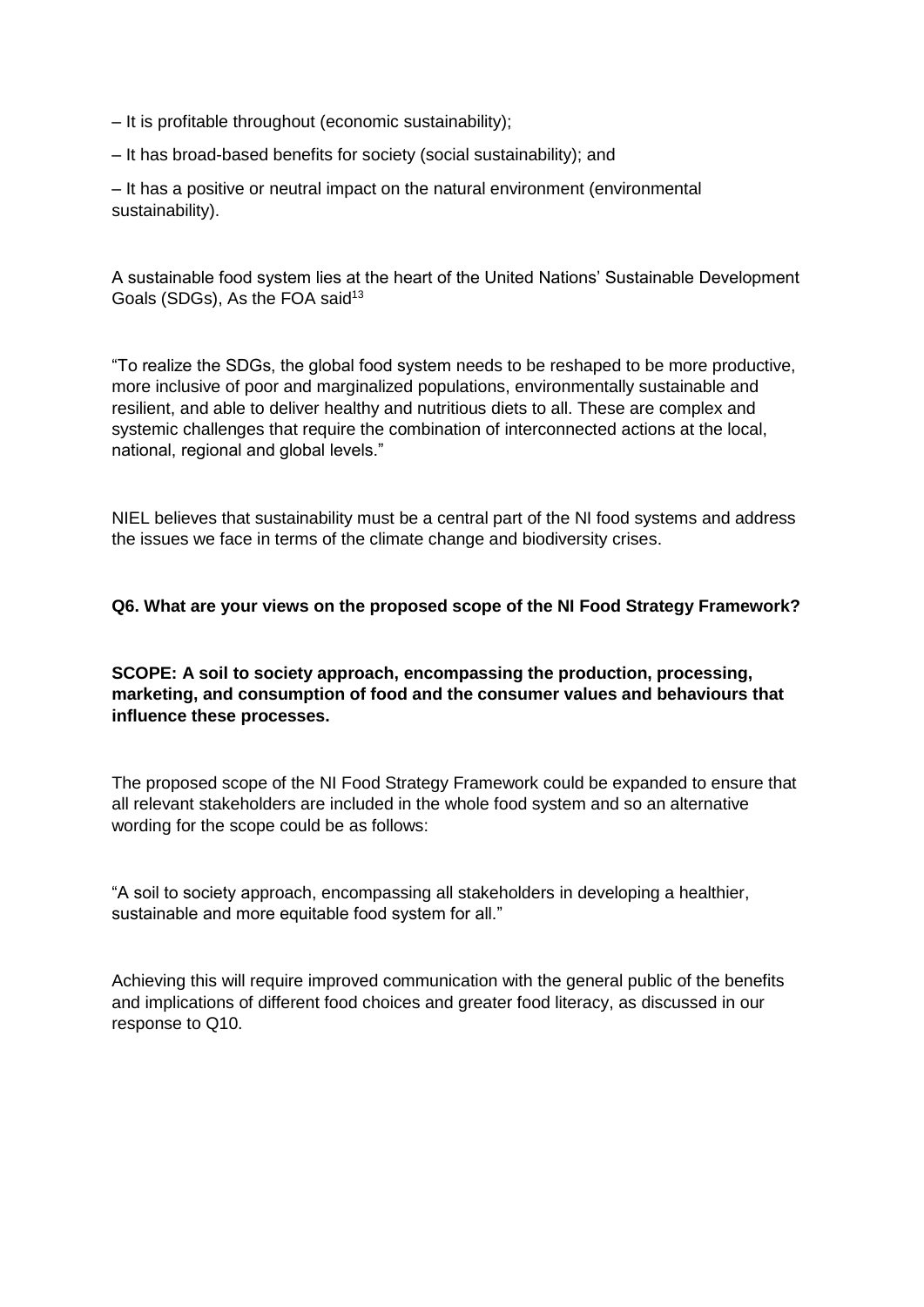– It is profitable throughout (economic sustainability);

– It has broad-based benefits for society (social sustainability); and

– It has a positive or neutral impact on the natural environment (environmental sustainability).

A sustainable food system lies at the heart of the United Nations' Sustainable Development Goals (SDGs), As the FOA said[13]

"To realize the SDGs, the global food system needs to be reshaped to be more productive, more inclusive of poor and marginalized populations, environmentally sustainable and resilient, and able to deliver healthy and nutritious diets to all. These are complex and systemic challenges that require the combination of interconnected actions at the local, national, regional and global levels."

NIEL believes that sustainability must be a central part of the NI food systems and address the issues we face in terms of the climate change and biodiversity crises.

**Q6. What are your views on the proposed scope of the NI Food Strategy Framework?**

**SCOPE: A soil to society approach, encompassing the production, processing, marketing, and consumption of food and the consumer values and behaviours that influence these processes.**

The proposed scope of the NI Food Strategy Framework could be expanded to ensure that all relevant stakeholders are included in the whole food system and so an alternative wording for the scope could be as follows:

"A soil to society approach, encompassing all stakeholders in developing a healthier, sustainable and more equitable food system for all."

Achieving this will require improved communication with the general public of the benefits and implications of different food choices and greater food literacy, as discussed in our response to Q10.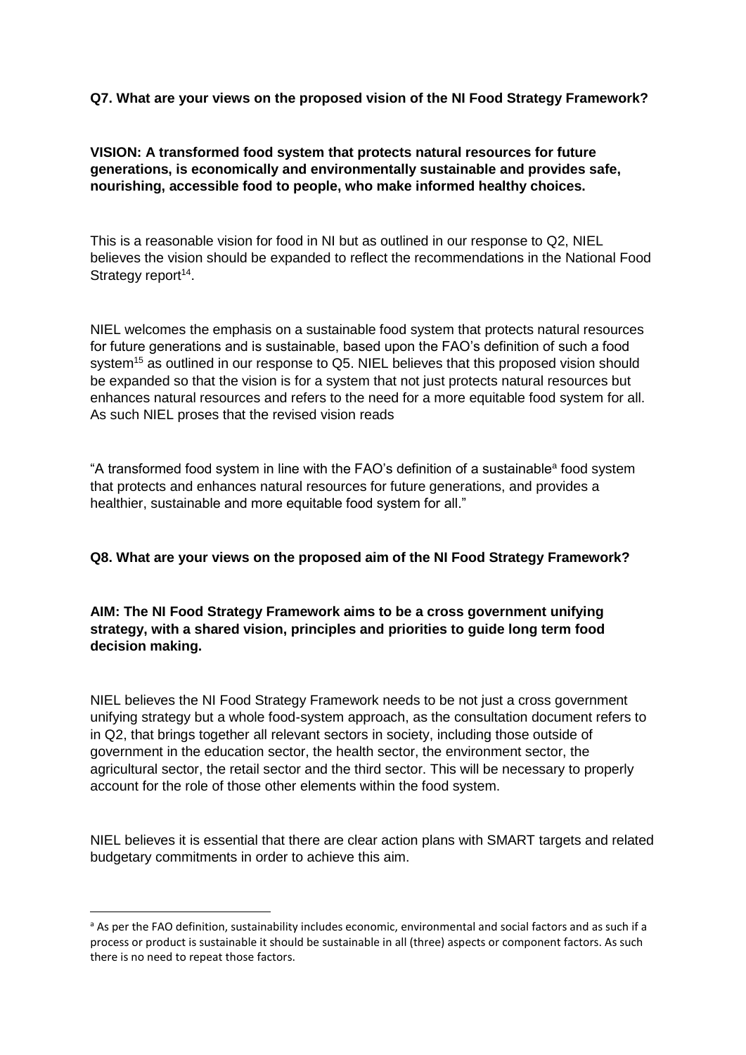**Q7. What are your views on the proposed vision of the NI Food Strategy Framework?**

**VISION: A transformed food system that protects natural resources for future generations, is economically and environmentally sustainable and provides safe, nourishing, accessible food to people, who make informed healthy choices.**

This is a reasonable vision for food in NI but as outlined in our response to Q2, NIEL believes the vision should be expanded to reflect the recommendations in the National Food Strategy report[14].

NIEL welcomes the emphasis on a sustainable food system that protects natural resources for future generations and is sustainable, based upon the FAO's definition of such a food system[15] as outlined in our response to Q5. NIEL believes that this proposed vision should be expanded so that the vision is for a system that not just protects natural resources but enhances natural resources and refers to the need for a more equitable food system for all. As such NIEL proses that the revised vision reads

"A transformed food system in line with the FAO's definition of a sustainable[a] food system that protects and enhances natural resources for future generations, and provides a healthier, sustainable and more equitable food system for all."

**Q8. What are your views on the proposed aim of the NI Food Strategy Framework?**

**AIM: The NI Food Strategy Framework aims to be a cross government unifying strategy, with a shared vision, principles and priorities to guide long term food decision making.**

NIEL believes the NI Food Strategy Framework needs to be not just a cross government unifying strategy but a whole food-system approach, as the consultation document refers to in Q2, that brings together all relevant sectors in society, including those outside of government in the education sector, the health sector, the environment sector, the agricultural sector, the retail sector and the third sector. This will be necessary to properly account for the role of those other elements within the food system.

NIEL believes it is essential that there are clear action plans with SMART targets and related budgetary commitments in order to achieve this aim.

---

[a] As per the FAO definition, sustainability includes economic, environmental and social factors and as such if a process or product is sustainable it should be sustainable in all (three) aspects or component factors. As such there is no need to repeat those factors.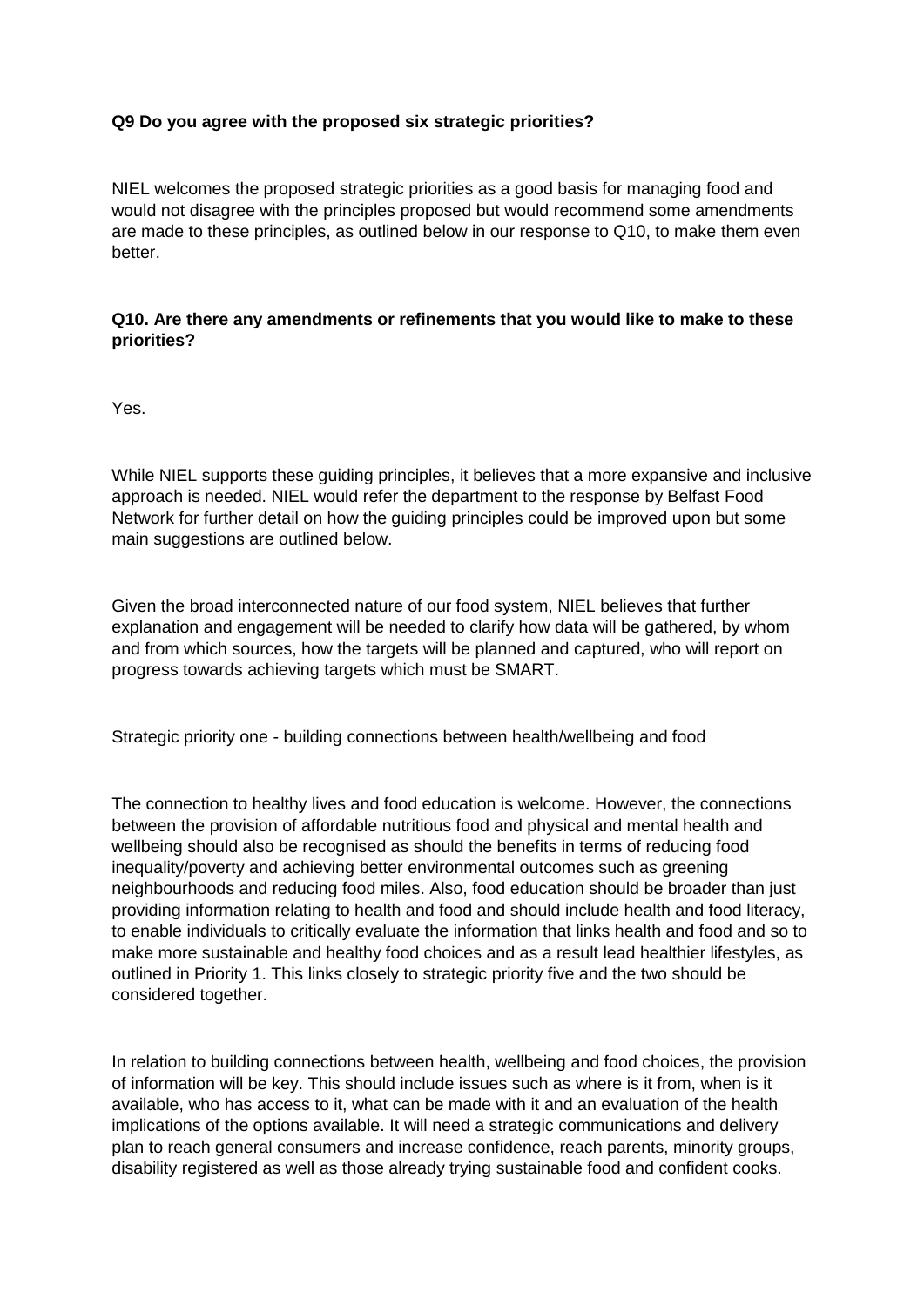**Q9 Do you agree with the proposed six strategic priorities?**

NIEL welcomes the proposed strategic priorities as a good basis for managing food and would not disagree with the principles proposed but would recommend some amendments are made to these principles, as outlined below in our response to Q10, to make them even better.

**Q10. Are there any amendments or refinements that you would like to make to these priorities?**

Yes.

While NIEL supports these guiding principles, it believes that a more expansive and inclusive approach is needed. NIEL would refer the department to the response by Belfast Food Network for further detail on how the guiding principles could be improved upon but some main suggestions are outlined below.

Given the broad interconnected nature of our food system, NIEL believes that further explanation and engagement will be needed to clarify how data will be gathered, by whom and from which sources, how the targets will be planned and captured, who will report on progress towards achieving targets which must be SMART.

Strategic priority one - building connections between health/wellbeing and food

The connection to healthy lives and food education is welcome. However, the connections between the provision of affordable nutritious food and physical and mental health and wellbeing should also be recognised as should the benefits in terms of reducing food inequality/poverty and achieving better environmental outcomes such as greening neighbourhoods and reducing food miles. Also, food education should be broader than just providing information relating to health and food and should include health and food literacy, to enable individuals to critically evaluate the information that links health and food and so to make more sustainable and healthy food choices and as a result lead healthier lifestyles, as outlined in Priority 1. This links closely to strategic priority five and the two should be considered together.

In relation to building connections between health, wellbeing and food choices, the provision of information will be key. This should include issues such as where is it from, when is it available, who has access to it, what can be made with it and an evaluation of the health implications of the options available. It will need a strategic communications and delivery plan to reach general consumers and increase confidence, reach parents, minority groups, disability registered as well as those already trying sustainable food and confident cooks.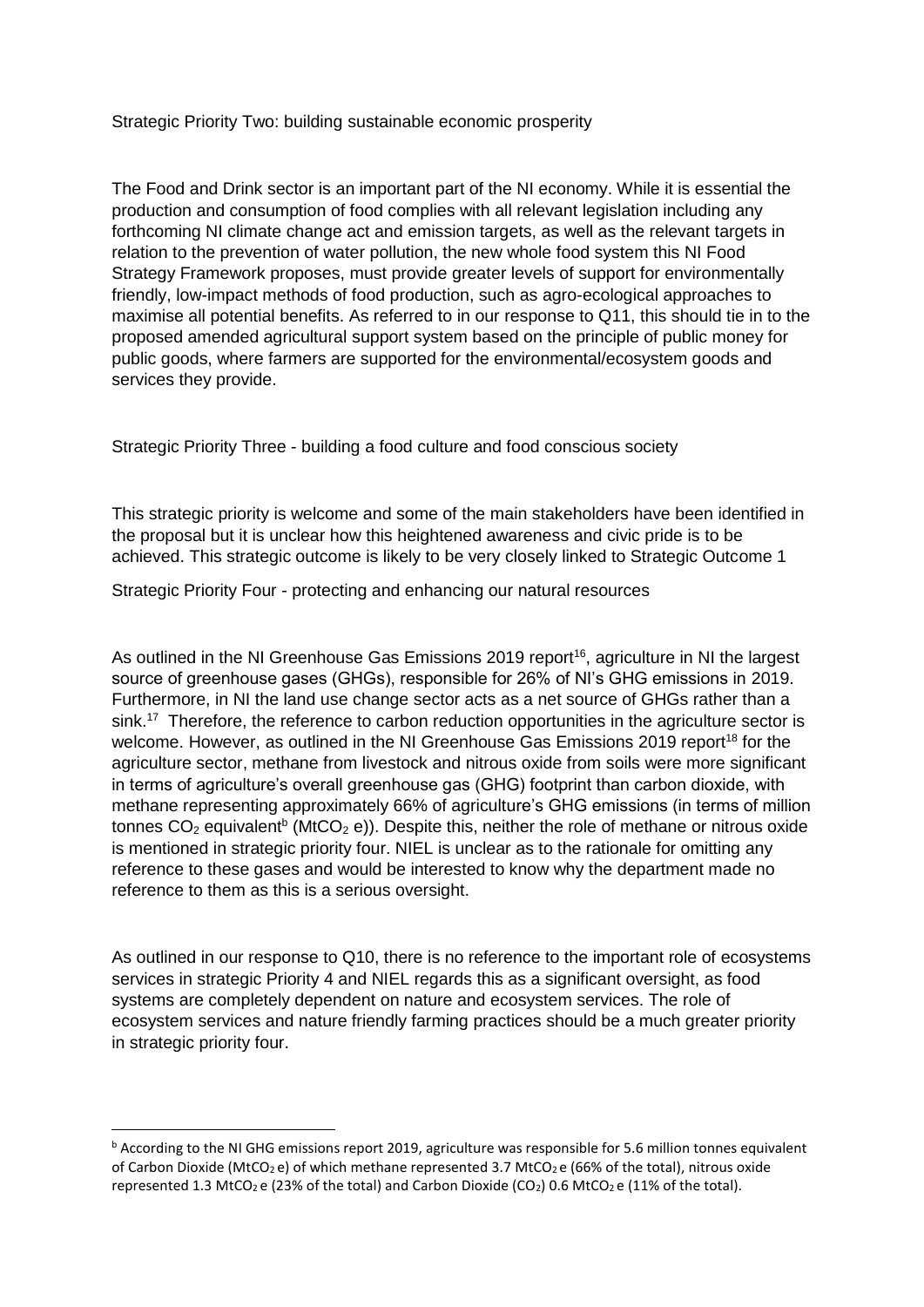Strategic Priority Two: building sustainable economic prosperity

The Food and Drink sector is an important part of the NI economy. While it is essential the production and consumption of food complies with all relevant legislation including any forthcoming NI climate change act and emission targets, as well as the relevant targets in relation to the prevention of water pollution, the new whole food system this NI Food Strategy Framework proposes, must provide greater levels of support for environmentally friendly, low-impact methods of food production, such as agro-ecological approaches to maximise all potential benefits. As referred to in our response to Q11, this should tie in to the proposed amended agricultural support system based on the principle of public money for public goods, where farmers are supported for the environmental/ecosystem goods and services they provide.

Strategic Priority Three - building a food culture and food conscious society

This strategic priority is welcome and some of the main stakeholders have been identified in the proposal but it is unclear how this heightened awareness and civic pride is to be achieved. This strategic outcome is likely to be very closely linked to Strategic Outcome 1

Strategic Priority Four - protecting and enhancing our natural resources

As outlined in the NI Greenhouse Gas Emissions 2019 report[16], agriculture in NI the largest source of greenhouse gases (GHGs), responsible for 26% of NI's GHG emissions in 2019. Furthermore, in NI the land use change sector acts as a net source of GHGs rather than a sink.[17] Therefore, the reference to carbon reduction opportunities in the agriculture sector is welcome. However, as outlined in the NI Greenhouse Gas Emissions 2019 report[18] for the agriculture sector, methane from livestock and nitrous oxide from soils were more significant in terms of agriculture's overall greenhouse gas (GHG) footprint than carbon dioxide, with methane representing approximately 66% of agriculture's GHG emissions (in terms of million tonnes $CO_2$ equivalent[b] (Mt$CO_2$ e)). Despite this, neither the role of methane or nitrous oxide is mentioned in strategic priority four. NIEL is unclear as to the rationale for omitting any reference to these gases and would be interested to know why the department made no reference to them as this is a serious oversight.

As outlined in our response to Q10, there is no reference to the important role of ecosystems services in strategic Priority 4 and NIEL regards this as a significant oversight, as food systems are completely dependent on nature and ecosystem services. The role of ecosystem services and nature friendly farming practices should be a much greater priority in strategic priority four.

---

[b] According to the NI GHG emissions report 2019, agriculture was responsible for 5.6 million tonnes equivalent of Carbon Dioxide (Mt$CO_2$ e) of which methane represented 3.7 Mt$CO_2$ e (66% of the total), nitrous oxide represented 1.3 Mt$CO_2$ e (23% of the total) and Carbon Dioxide ($CO_2$) 0.6 Mt$CO_2$ e (11% of the total).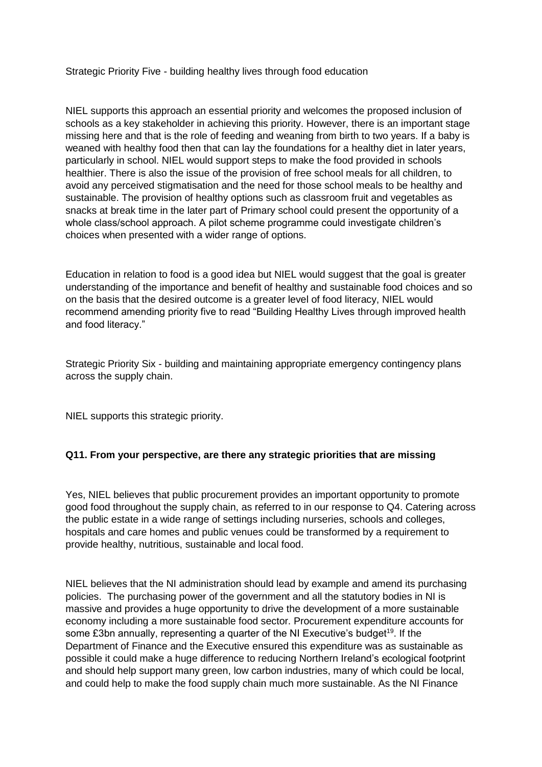Strategic Priority Five - building healthy lives through food education

NIEL supports this approach an essential priority and welcomes the proposed inclusion of schools as a key stakeholder in achieving this priority. However, there is an important stage missing here and that is the role of feeding and weaning from birth to two years. If a baby is weaned with healthy food then that can lay the foundations for a healthy diet in later years, particularly in school. NIEL would support steps to make the food provided in schools healthier. There is also the issue of the provision of free school meals for all children, to avoid any perceived stigmatisation and the need for those school meals to be healthy and sustainable. The provision of healthy options such as classroom fruit and vegetables as snacks at break time in the later part of Primary school could present the opportunity of a whole class/school approach. A pilot scheme programme could investigate children's choices when presented with a wider range of options.

Education in relation to food is a good idea but NIEL would suggest that the goal is greater understanding of the importance and benefit of healthy and sustainable food choices and so on the basis that the desired outcome is a greater level of food literacy, NIEL would recommend amending priority five to read "Building Healthy Lives through improved health and food literacy."

Strategic Priority Six - building and maintaining appropriate emergency contingency plans across the supply chain.

NIEL supports this strategic priority.

**Q11. From your perspective, are there any strategic priorities that are missing**

Yes, NIEL believes that public procurement provides an important opportunity to promote good food throughout the supply chain, as referred to in our response to Q4. Catering across the public estate in a wide range of settings including nurseries, schools and colleges, hospitals and care homes and public venues could be transformed by a requirement to provide healthy, nutritious, sustainable and local food.

NIEL believes that the NI administration should lead by example and amend its purchasing policies. The purchasing power of the government and all the statutory bodies in NI is massive and provides a huge opportunity to drive the development of a more sustainable economy including a more sustainable food sector. Procurement expenditure accounts for some £3bn annually, representing a quarter of the NI Executive's budget[19]. If the Department of Finance and the Executive ensured this expenditure was as sustainable as possible it could make a huge difference to reducing Northern Ireland's ecological footprint and should help support many green, low carbon industries, many of which could be local, and could help to make the food supply chain much more sustainable. As the NI Finance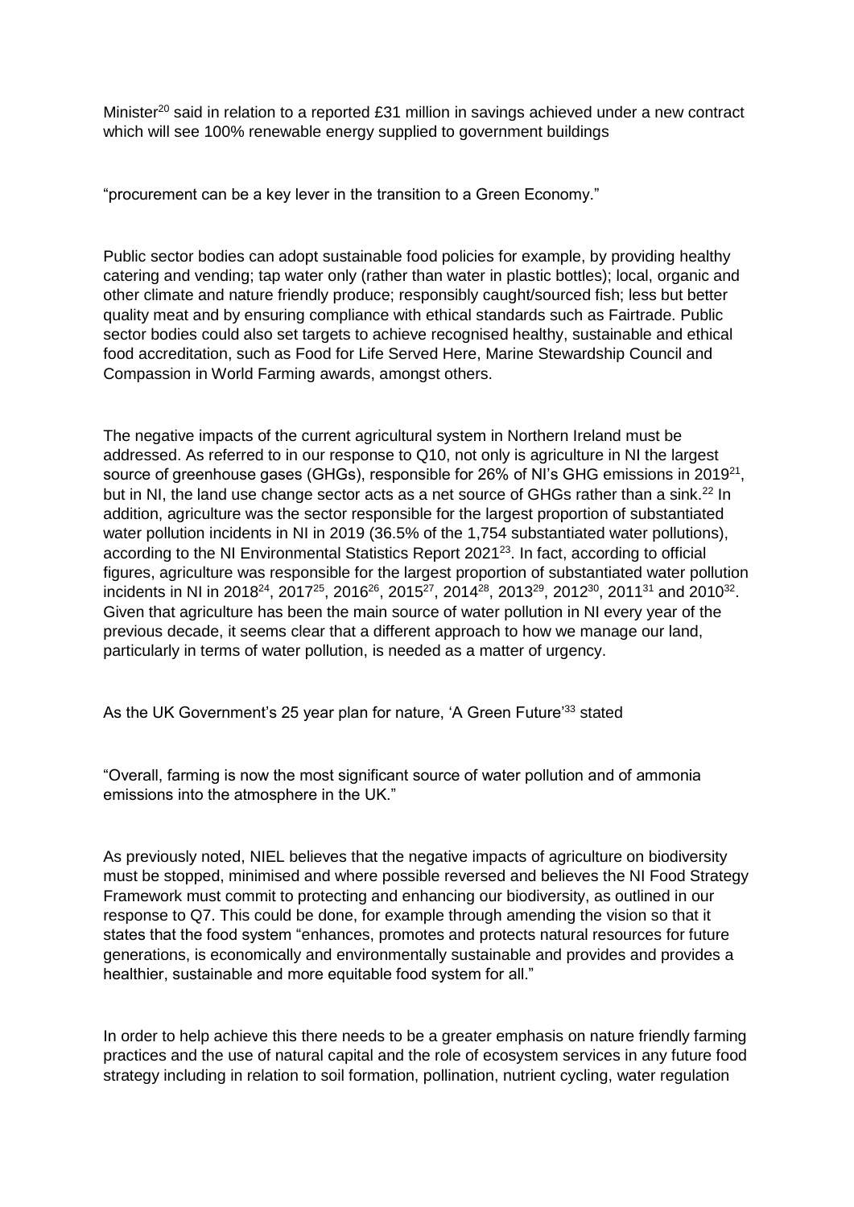Minister[20] said in relation to a reported £31 million in savings achieved under a new contract which will see 100% renewable energy supplied to government buildings

"procurement can be a key lever in the transition to a Green Economy."

Public sector bodies can adopt sustainable food policies for example, by providing healthy catering and vending; tap water only (rather than water in plastic bottles); local, organic and other climate and nature friendly produce; responsibly caught/sourced fish; less but better quality meat and by ensuring compliance with ethical standards such as Fairtrade. Public sector bodies could also set targets to achieve recognised healthy, sustainable and ethical food accreditation, such as Food for Life Served Here, Marine Stewardship Council and Compassion in World Farming awards, amongst others.

The negative impacts of the current agricultural system in Northern Ireland must be addressed. As referred to in our response to Q10, not only is agriculture in NI the largest source of greenhouse gases (GHGs), responsible for 26% of NI's GHG emissions in 2019[21], but in NI, the land use change sector acts as a net source of GHGs rather than a sink.[22] In addition, agriculture was the sector responsible for the largest proportion of substantiated water pollution incidents in NI in 2019 (36.5% of the 1,754 substantiated water pollutions), according to the NI Environmental Statistics Report 2021[23]. In fact, according to official figures, agriculture was responsible for the largest proportion of substantiated water pollution incidents in NI in 2018[24], 2017[25], 2016[26], 2015[27], 2014[28], 2013[29], 2012[30], 2011[31] and 2010[32]. Given that agriculture has been the main source of water pollution in NI every year of the previous decade, it seems clear that a different approach to how we manage our land, particularly in terms of water pollution, is needed as a matter of urgency.

As the UK Government's 25 year plan for nature, 'A Green Future'[33] stated

"Overall, farming is now the most significant source of water pollution and of ammonia emissions into the atmosphere in the UK."

As previously noted, NIEL believes that the negative impacts of agriculture on biodiversity must be stopped, minimised and where possible reversed and believes the NI Food Strategy Framework must commit to protecting and enhancing our biodiversity, as outlined in our response to Q7. This could be done, for example through amending the vision so that it states that the food system "enhances, promotes and protects natural resources for future generations, is economically and environmentally sustainable and provides and provides a healthier, sustainable and more equitable food system for all."

In order to help achieve this there needs to be a greater emphasis on nature friendly farming practices and the use of natural capital and the role of ecosystem services in any future food strategy including in relation to soil formation, pollination, nutrient cycling, water regulation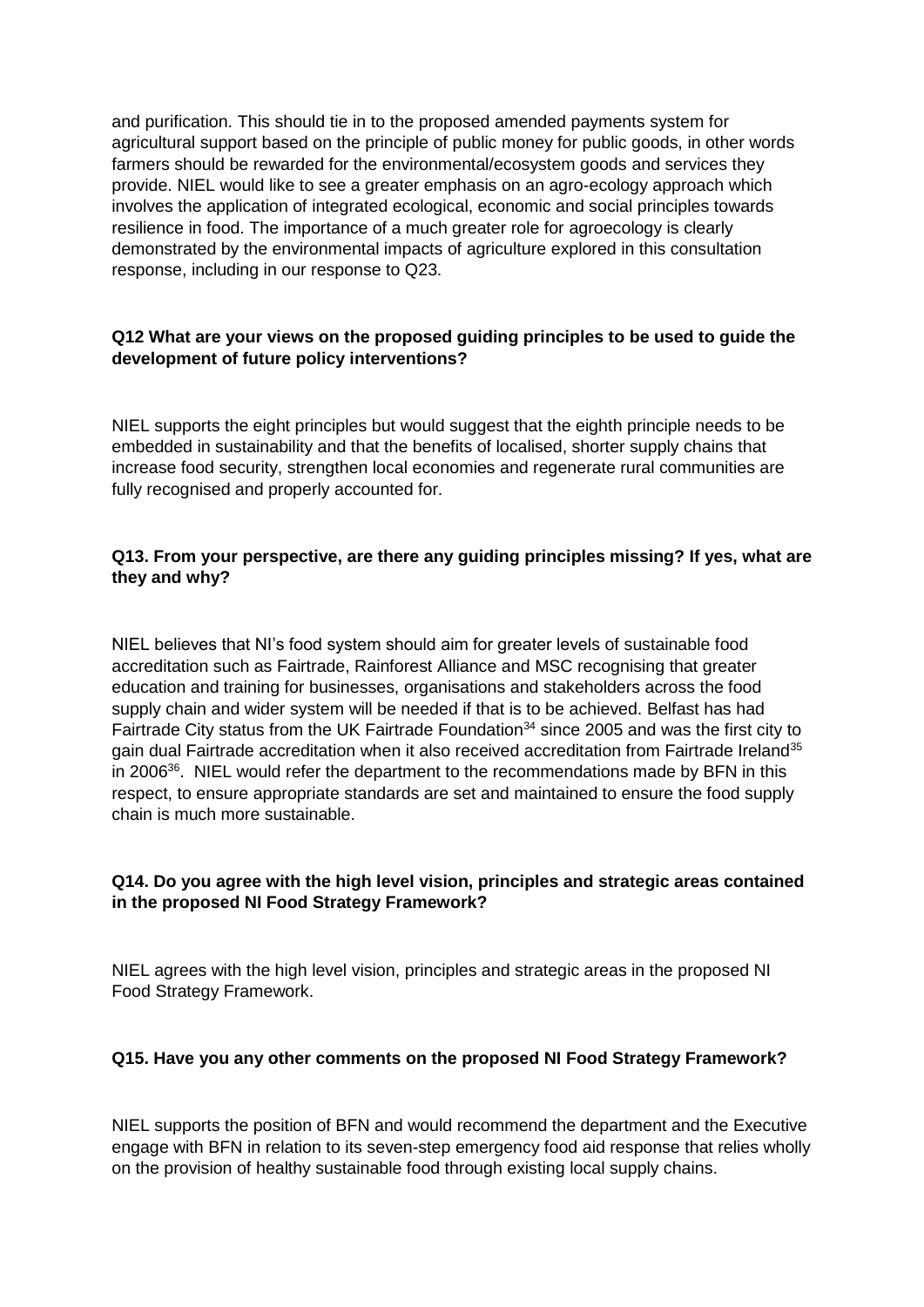and purification. This should tie in to the proposed amended payments system for agricultural support based on the principle of public money for public goods, in other words farmers should be rewarded for the environmental/ecosystem goods and services they provide. NIEL would like to see a greater emphasis on an agro-ecology approach which involves the application of integrated ecological, economic and social principles towards resilience in food. The importance of a much greater role for agroecology is clearly demonstrated by the environmental impacts of agriculture explored in this consultation response, including in our response to Q23.

**Q12 What are your views on the proposed guiding principles to be used to guide the development of future policy interventions?**

NIEL supports the eight principles but would suggest that the eighth principle needs to be embedded in sustainability and that the benefits of localised, shorter supply chains that increase food security, strengthen local economies and regenerate rural communities are fully recognised and properly accounted for.

**Q13. From your perspective, are there any guiding principles missing? If yes, what are they and why?**

NIEL believes that NI's food system should aim for greater levels of sustainable food accreditation such as Fairtrade, Rainforest Alliance and MSC recognising that greater education and training for businesses, organisations and stakeholders across the food supply chain and wider system will be needed if that is to be achieved. Belfast has had Fairtrade City status from the UK Fairtrade Foundation[34] since 2005 and was the first city to gain dual Fairtrade accreditation when it also received accreditation from Fairtrade Ireland[35] in 2006[36]. NIEL would refer the department to the recommendations made by BFN in this respect, to ensure appropriate standards are set and maintained to ensure the food supply chain is much more sustainable.

**Q14. Do you agree with the high level vision, principles and strategic areas contained in the proposed NI Food Strategy Framework?**

NIEL agrees with the high level vision, principles and strategic areas in the proposed NI Food Strategy Framework.

**Q15. Have you any other comments on the proposed NI Food Strategy Framework?**

NIEL supports the position of BFN and would recommend the department and the Executive engage with BFN in relation to its seven-step emergency food aid response that relies wholly on the provision of healthy sustainable food through existing local supply chains.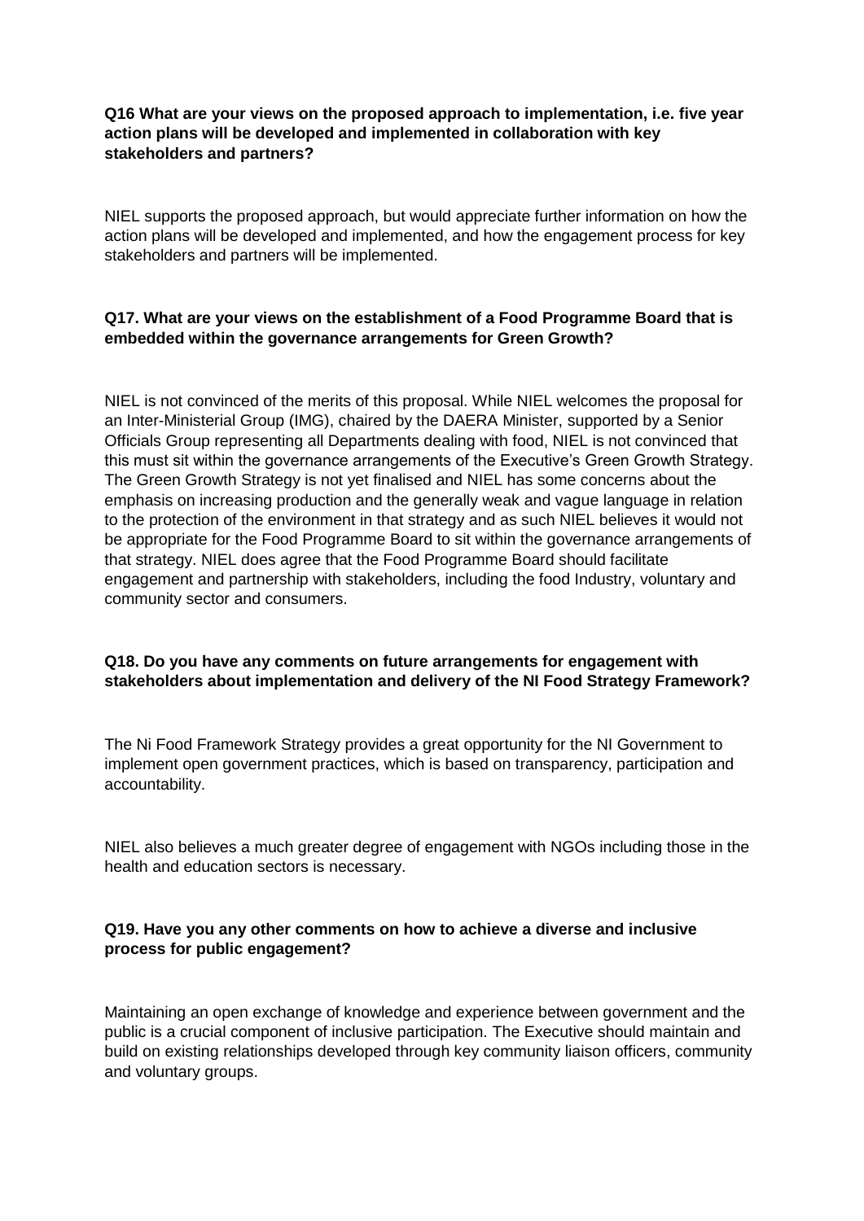**Q16 What are your views on the proposed approach to implementation, i.e. five year action plans will be developed and implemented in collaboration with key stakeholders and partners?**

NIEL supports the proposed approach, but would appreciate further information on how the action plans will be developed and implemented, and how the engagement process for key stakeholders and partners will be implemented.

**Q17. What are your views on the establishment of a Food Programme Board that is embedded within the governance arrangements for Green Growth?**

NIEL is not convinced of the merits of this proposal. While NIEL welcomes the proposal for an Inter-Ministerial Group (IMG), chaired by the DAERA Minister, supported by a Senior Officials Group representing all Departments dealing with food, NIEL is not convinced that this must sit within the governance arrangements of the Executive's Green Growth Strategy. The Green Growth Strategy is not yet finalised and NIEL has some concerns about the emphasis on increasing production and the generally weak and vague language in relation to the protection of the environment in that strategy and as such NIEL believes it would not be appropriate for the Food Programme Board to sit within the governance arrangements of that strategy. NIEL does agree that the Food Programme Board should facilitate engagement and partnership with stakeholders, including the food Industry, voluntary and community sector and consumers.

**Q18. Do you have any comments on future arrangements for engagement with stakeholders about implementation and delivery of the NI Food Strategy Framework?**

The Ni Food Framework Strategy provides a great opportunity for the NI Government to implement open government practices, which is based on transparency, participation and accountability.

NIEL also believes a much greater degree of engagement with NGOs including those in the health and education sectors is necessary.

**Q19. Have you any other comments on how to achieve a diverse and inclusive process for public engagement?**

Maintaining an open exchange of knowledge and experience between government and the public is a crucial component of inclusive participation. The Executive should maintain and build on existing relationships developed through key community liaison officers, community and voluntary groups.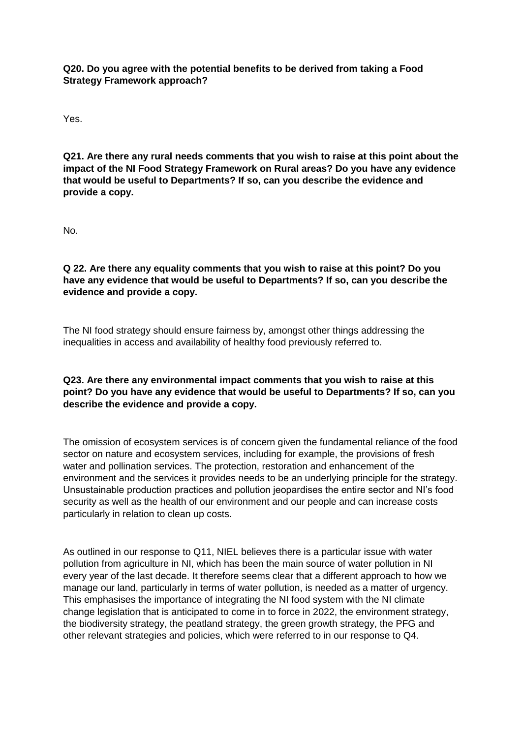**Q20. Do you agree with the potential benefits to be derived from taking a Food Strategy Framework approach?**

Yes.

**Q21. Are there any rural needs comments that you wish to raise at this point about the impact of the NI Food Strategy Framework on Rural areas? Do you have any evidence that would be useful to Departments? If so, can you describe the evidence and provide a copy.**

No.

**Q 22. Are there any equality comments that you wish to raise at this point? Do you have any evidence that would be useful to Departments? If so, can you describe the evidence and provide a copy.**

The NI food strategy should ensure fairness by, amongst other things addressing the inequalities in access and availability of healthy food previously referred to.

**Q23. Are there any environmental impact comments that you wish to raise at this point? Do you have any evidence that would be useful to Departments? If so, can you describe the evidence and provide a copy.**

The omission of ecosystem services is of concern given the fundamental reliance of the food sector on nature and ecosystem services, including for example, the provisions of fresh water and pollination services. The protection, restoration and enhancement of the environment and the services it provides needs to be an underlying principle for the strategy. Unsustainable production practices and pollution jeopardises the entire sector and NI's food security as well as the health of our environment and our people and can increase costs particularly in relation to clean up costs.

As outlined in our response to Q11, NIEL believes there is a particular issue with water pollution from agriculture in NI, which has been the main source of water pollution in NI every year of the last decade. It therefore seems clear that a different approach to how we manage our land, particularly in terms of water pollution, is needed as a matter of urgency. This emphasises the importance of integrating the NI food system with the NI climate change legislation that is anticipated to come in to force in 2022, the environment strategy, the biodiversity strategy, the peatland strategy, the green growth strategy, the PFG and other relevant strategies and policies, which were referred to in our response to Q4.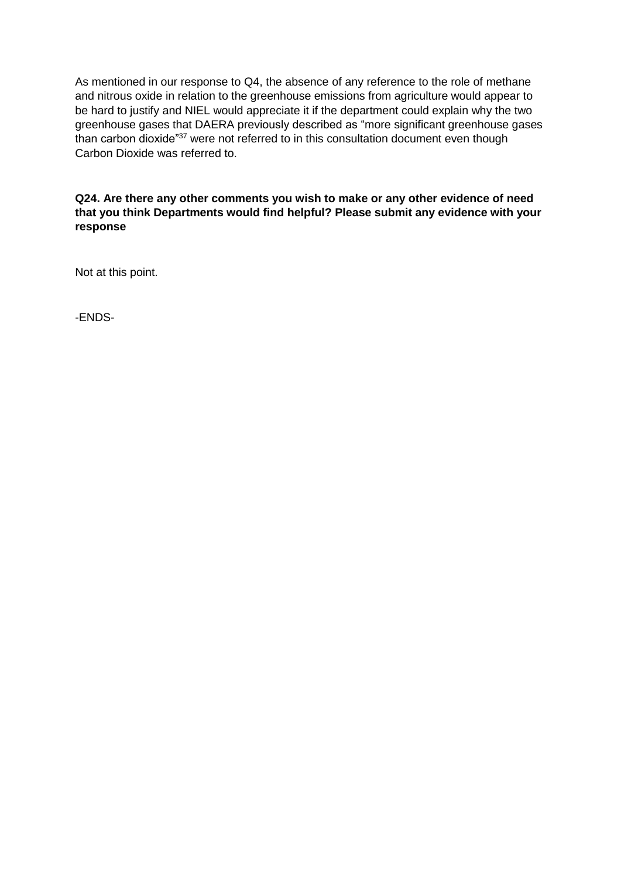As mentioned in our response to Q4, the absence of any reference to the role of methane and nitrous oxide in relation to the greenhouse emissions from agriculture would appear to be hard to justify and NIEL would appreciate it if the department could explain why the two greenhouse gases that DAERA previously described as "more significant greenhouse gases than carbon dioxide"[37] were not referred to in this consultation document even though Carbon Dioxide was referred to.

**Q24. Are there any other comments you wish to make or any other evidence of need that you think Departments would find helpful? Please submit any evidence with your response**

Not at this point.

-ENDS-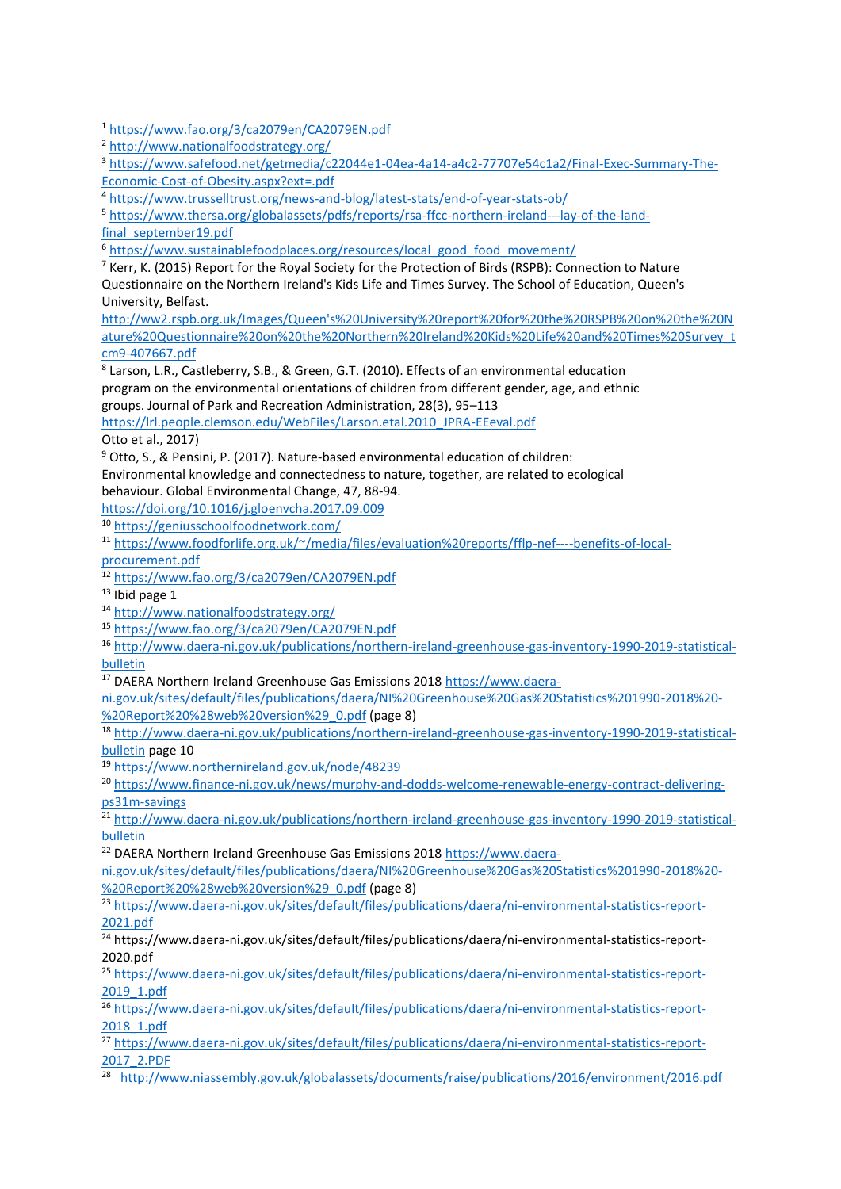[1] https://www.fao.org/3/ca2079en/CA2079EN.pdf

[2] http://www.nationalfoodstrategy.org/

[3] https://www.safefood.net/getmedia/c22044e1-04ea-4a14-a4c2-77707e54c1a2/Final-Exec-Summary-The-Economic-Cost-of-Obesity.aspx?ext=.pdf

[4] https://www.trusselltrust.org/news-and-blog/latest-stats/end-of-year-stats-ob/

[5] https://www.thersa.org/globalassets/pdfs/reports/rsa-ffcc-northern-ireland---lay-of-the-land-final_september19.pdf

[6] https://www.sustainablefoodplaces.org/resources/local_good_food_movement/

[7] Kerr, K. (2015) Report for the Royal Society for the Protection of Birds (RSPB): Connection to Nature Questionnaire on the Northern Ireland's Kids Life and Times Survey. The School of Education, Queen's University, Belfast. http://ww2.rspb.org.uk/Images/Queen's%20University%20report%20for%20the%20RSPB%20on%20the%20Nature%20Questionnaire%20on%20the%20Northern%20Ireland%20Kids%20Life%20and%20Times%20Survey_tcm9-407667.pdf

[8] Larson, L.R., Castleberry, S.B., & Green, G.T. (2010). Effects of an environmental education program on the environmental orientations of children from different gender, age, and ethnic groups. Journal of Park and Recreation Administration, 28(3), 95–113 https://lrl.people.clemson.edu/WebFiles/Larson.etal.2010_JPRA-EEeval.pdf
Otto et al., 2017)

[9] Otto, S., & Pensini, P. (2017). Nature-based environmental education of children: Environmental knowledge and connectedness to nature, together, are related to ecological behaviour. Global Environmental Change, 47, 88-94. https://doi.org/10.1016/j.gloenvcha.2017.09.009

[10] https://geniusschoolfoodnetwork.com/

[11] https://www.foodforlife.org.uk/~/media/files/evaluation%20reports/fflp-nef----benefits-of-local-procurement.pdf

[12] https://www.fao.org/3/ca2079en/CA2079EN.pdf

[13] Ibid page 1

[14] http://www.nationalfoodstrategy.org/

[15] https://www.fao.org/3/ca2079en/CA2079EN.pdf

[16] http://www.daera-ni.gov.uk/publications/northern-ireland-greenhouse-gas-inventory-1990-2019-statistical-bulletin

[17] DAERA Northern Ireland Greenhouse Gas Emissions 2018 https://www.daera-ni.gov.uk/sites/default/files/publications/daera/NI%20Greenhouse%20Gas%20Statistics%201990-2018%20-%20Report%20%28web%20version%29_0.pdf (page 8)

[18] http://www.daera-ni.gov.uk/publications/northern-ireland-greenhouse-gas-inventory-1990-2019-statistical-bulletin page 10

[19] https://www.northernireland.gov.uk/node/48239

[20] https://www.finance-ni.gov.uk/news/murphy-and-dodds-welcome-renewable-energy-contract-delivering-ps31m-savings

[21] http://www.daera-ni.gov.uk/publications/northern-ireland-greenhouse-gas-inventory-1990-2019-statistical-bulletin

[22] DAERA Northern Ireland Greenhouse Gas Emissions 2018 https://www.daera-ni.gov.uk/sites/default/files/publications/daera/NI%20Greenhouse%20Gas%20Statistics%201990-2018%20-%20Report%20%28web%20version%29_0.pdf (page 8)

[23] https://www.daera-ni.gov.uk/sites/default/files/publications/daera/ni-environmental-statistics-report-2021.pdf

[24] https://www.daera-ni.gov.uk/sites/default/files/publications/daera/ni-environmental-statistics-report-2020.pdf

[25] https://www.daera-ni.gov.uk/sites/default/files/publications/daera/ni-environmental-statistics-report-2019_1.pdf

[26] https://www.daera-ni.gov.uk/sites/default/files/publications/daera/ni-environmental-statistics-report-2018_1.pdf

[27] https://www.daera-ni.gov.uk/sites/default/files/publications/daera/ni-environmental-statistics-report-2017_2.PDF

[28] http://www.niassembly.gov.uk/globalassets/documents/raise/publications/2016/environment/2016.pdf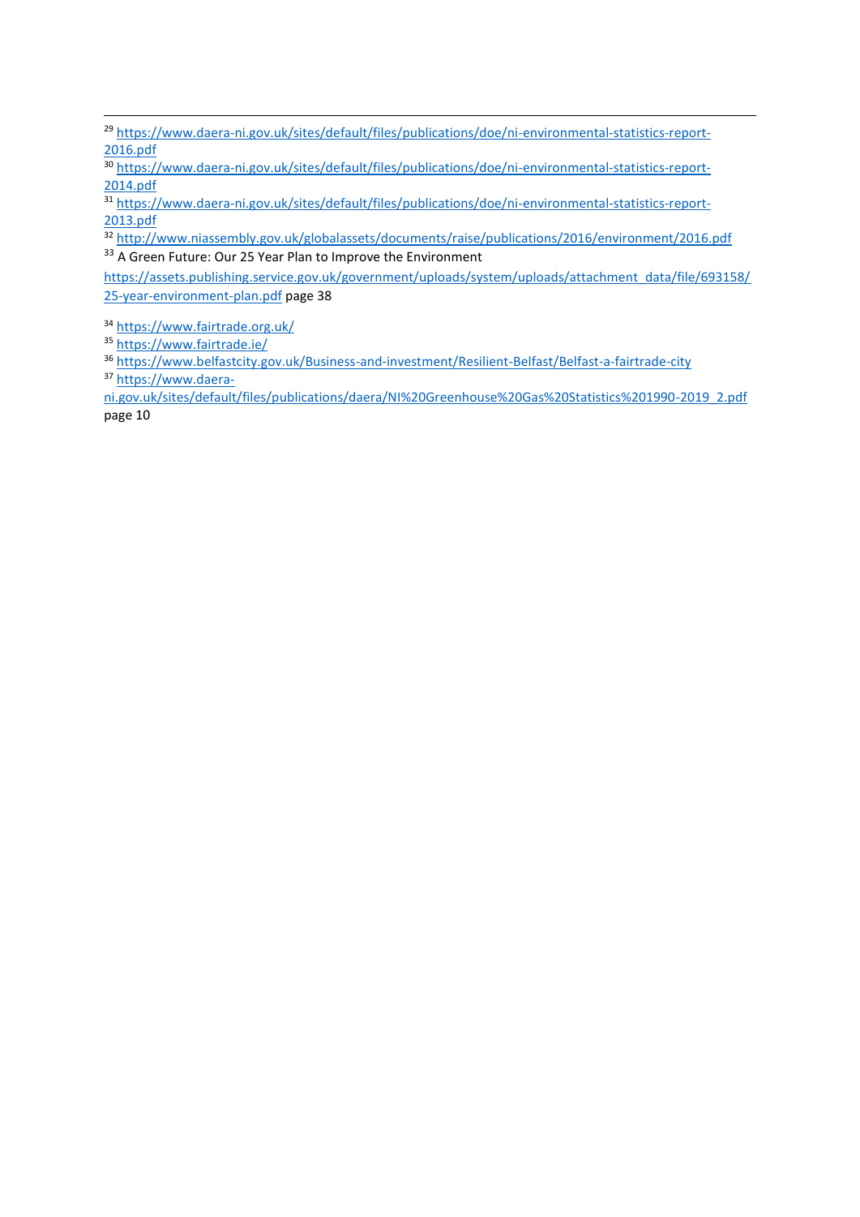[29] https://www.daera-ni.gov.uk/sites/default/files/publications/doe/ni-environmental-statistics-report-2016.pdf

[30] https://www.daera-ni.gov.uk/sites/default/files/publications/doe/ni-environmental-statistics-report-2014.pdf

[31] https://www.daera-ni.gov.uk/sites/default/files/publications/doe/ni-environmental-statistics-report-2013.pdf

[32] http://www.niassembly.gov.uk/globalassets/documents/raise/publications/2016/environment/2016.pdf

[33] A Green Future: Our 25 Year Plan to Improve the Environment
https://assets.publishing.service.gov.uk/government/uploads/system/uploads/attachment_data/file/693158/25-year-environment-plan.pdf page 38

[34] https://www.fairtrade.org.uk/

[35] https://www.fairtrade.ie/

[36] https://www.belfastcity.gov.uk/Business-and-investment/Resilient-Belfast/Belfast-a-fairtrade-city

[37] https://www.daera-ni.gov.uk/sites/default/files/publications/daera/NI%20Greenhouse%20Gas%20Statistics%201990-2019_2.pdf
page 10